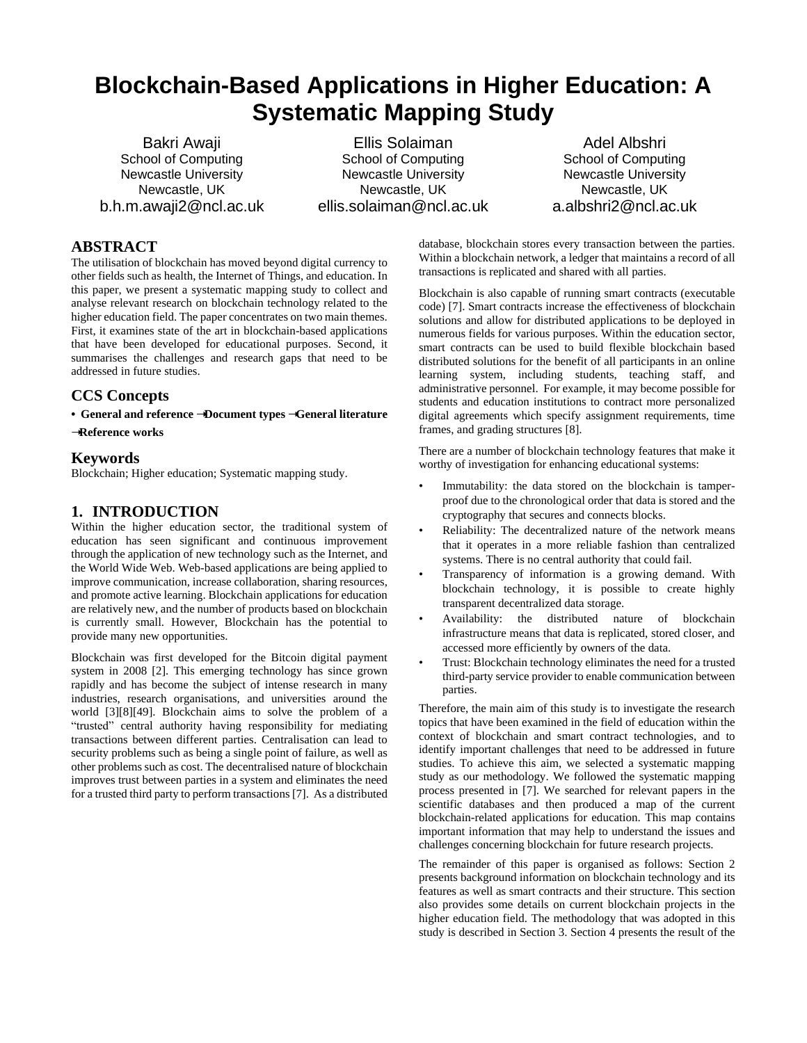# Blockchain-Based Applications in Higher Education: A Systematic Mapping Study

Bakri Awaji
School of Computing
Newcastle University
Newcastle, UK
b.h.m.awaji2@ncl.ac.uk

Ellis Solaiman
School of Computing
Newcastle University
Newcastle, UK
ellis.solaiman@ncl.ac.uk

Adel Albshri
School of Computing
Newcastle University
Newcastle, UK
a.albshri2@ncl.ac.uk

## ABSTRACT

The utilisation of blockchain has moved beyond digital currency to other fields such as health, the Internet of Things, and education. In this paper, we present a systematic mapping study to collect and analyse relevant research on blockchain technology related to the higher education field. The paper concentrates on two main themes. First, it examines state of the art in blockchain-based applications that have been developed for educational purposes. Second, it summarises the challenges and research gaps that need to be addressed in future studies.

### CCS Concepts

**• General and reference → Document types → General literature → Reference works**

### Keywords

Blockchain; Higher education; Systematic mapping study.

## 1. INTRODUCTION

Within the higher education sector, the traditional system of education has seen significant and continuous improvement through the application of new technology such as the Internet, and the World Wide Web. Web-based applications are being applied to improve communication, increase collaboration, sharing resources, and promote active learning. Blockchain applications for education are relatively new, and the number of products based on blockchain is currently small. However, Blockchain has the potential to provide many new opportunities.

Blockchain was first developed for the Bitcoin digital payment system in 2008 [2]. This emerging technology has since grown rapidly and has become the subject of intense research in many industries, research organisations, and universities around the world [3][8][49]. Blockchain aims to solve the problem of a "trusted" central authority having responsibility for mediating transactions between different parties. Centralisation can lead to security problems such as being a single point of failure, as well as other problems such as cost. The decentralised nature of blockchain improves trust between parties in a system and eliminates the need for a trusted third party to perform transactions [7]. As a distributed database, blockchain stores every transaction between the parties. Within a blockchain network, a ledger that maintains a record of all transactions is replicated and shared with all parties.

Blockchain is also capable of running smart contracts (executable code) [7]. Smart contracts increase the effectiveness of blockchain solutions and allow for distributed applications to be deployed in numerous fields for various purposes. Within the education sector, smart contracts can be used to build flexible blockchain based distributed solutions for the benefit of all participants in an online learning system, including students, teaching staff, and administrative personnel. For example, it may become possible for students and education institutions to contract more personalized digital agreements which specify assignment requirements, time frames, and grading structures [8].

There are a number of blockchain technology features that make it worthy of investigation for enhancing educational systems:

- Immutability: the data stored on the blockchain is tamper-proof due to the chronological order that data is stored and the cryptography that secures and connects blocks.
- Reliability: The decentralized nature of the network means that it operates in a more reliable fashion than centralized systems. There is no central authority that could fail.
- Transparency of information is a growing demand. With blockchain technology, it is possible to create highly transparent decentralized data storage.
- Availability: the distributed nature of blockchain infrastructure means that data is replicated, stored closer, and accessed more efficiently by owners of the data.
- Trust: Blockchain technology eliminates the need for a trusted third-party service provider to enable communication between parties.

Therefore, the main aim of this study is to investigate the research topics that have been examined in the field of education within the context of blockchain and smart contract technologies, and to identify important challenges that need to be addressed in future studies. To achieve this aim, we selected a systematic mapping study as our methodology. We followed the systematic mapping process presented in [7]. We searched for relevant papers in the scientific databases and then produced a map of the current blockchain-related applications for education. This map contains important information that may help to understand the issues and challenges concerning blockchain for future research projects.

The remainder of this paper is organised as follows: Section 2 presents background information on blockchain technology and its features as well as smart contracts and their structure. This section also provides some details on current blockchain projects in the higher education field. The methodology that was adopted in this study is described in Section 3. Section 4 presents the result of the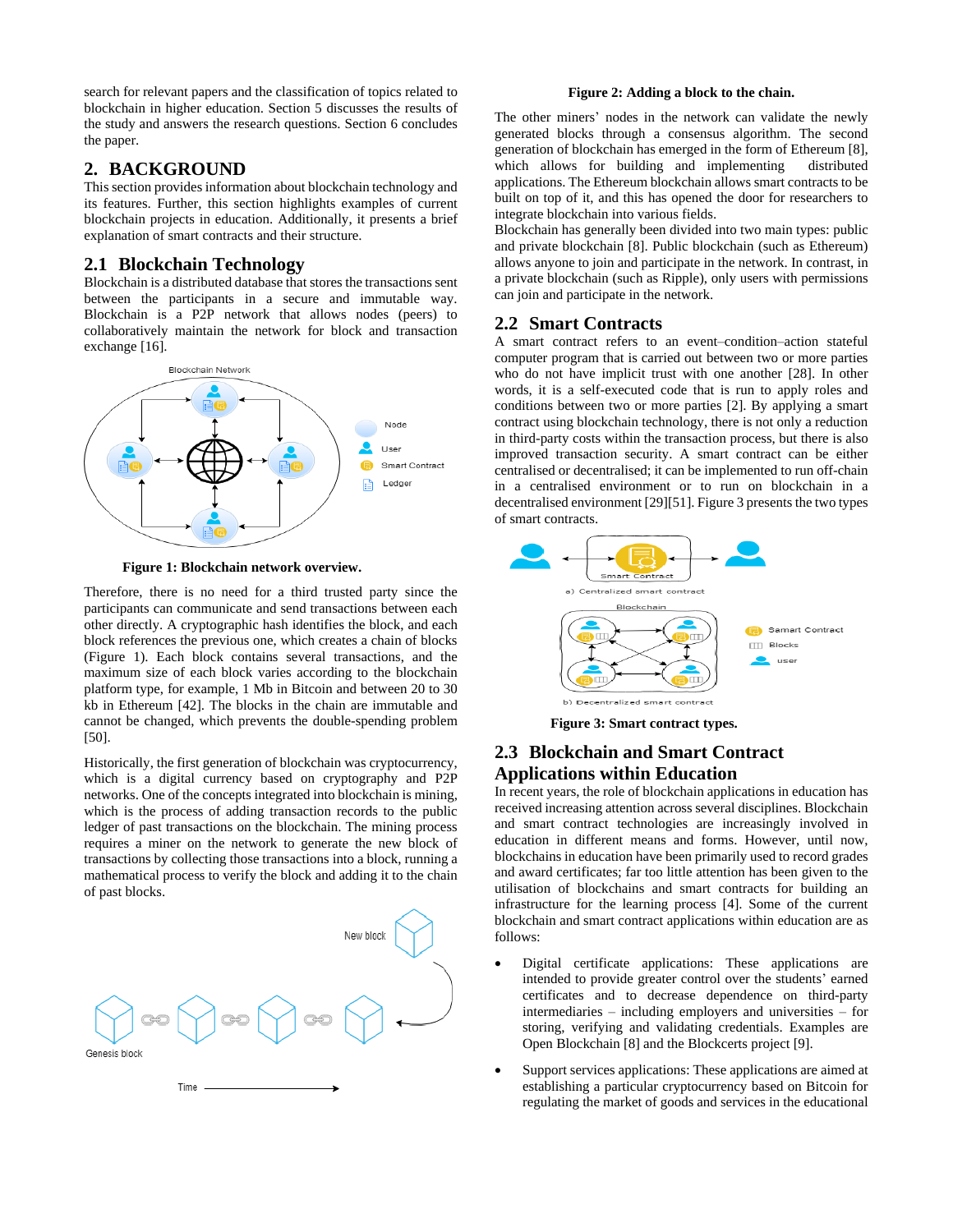search for relevant papers and the classification of topics related to blockchain in higher education. Section 5 discusses the results of the study and answers the research questions. Section 6 concludes the paper.

## 2. BACKGROUND

This section provides information about blockchain technology and its features. Further, this section highlights examples of current blockchain projects in education. Additionally, it presents a brief explanation of smart contracts and their structure.

### 2.1 Blockchain Technology

Blockchain is a distributed database that stores the transactions sent between the participants in a secure and immutable way. Blockchain is a P2P network that allows nodes (peers) to collaboratively maintain the network for block and transaction exchange [16].

**Figure 1: Blockchain network overview.**

Therefore, there is no need for a third trusted party since the participants can communicate and send transactions between each other directly. A cryptographic hash identifies the block, and each block references the previous one, which creates a chain of blocks (Figure 1). Each block contains several transactions, and the maximum size of each block varies according to the blockchain platform type, for example, 1 Mb in Bitcoin and between 20 to 30 kb in Ethereum [42]. The blocks in the chain are immutable and cannot be changed, which prevents the double-spending problem [50].

Historically, the first generation of blockchain was cryptocurrency, which is a digital currency based on cryptography and P2P networks. One of the concepts integrated into blockchain is mining, which is the process of adding transaction records to the public ledger of past transactions on the blockchain. The mining process requires a miner on the network to generate the new block of transactions by collecting those transactions into a block, running a mathematical process to verify the block and adding it to the chain of past blocks.

**Figure 2: Adding a block to the chain.**

The other miners' nodes in the network can validate the newly generated blocks through a consensus algorithm. The second generation of blockchain has emerged in the form of Ethereum [8], which allows for building and implementing distributed applications. The Ethereum blockchain allows smart contracts to be built on top of it, and this has opened the door for researchers to integrate blockchain into various fields.

Blockchain has generally been divided into two main types: public and private blockchain [8]. Public blockchain (such as Ethereum) allows anyone to join and participate in the network. In contrast, in a private blockchain (such as Ripple), only users with permissions can join and participate in the network.

### 2.2 Smart Contracts

A smart contract refers to an event–condition–action stateful computer program that is carried out between two or more parties who do not have implicit trust with one another [28]. In other words, it is a self-executed code that is run to apply roles and conditions between two or more parties [2]. By applying a smart contract using blockchain technology, there is not only a reduction in third-party costs within the transaction process, but there is also improved transaction security. A smart contract can be either centralised or decentralised; it can be implemented to run off-chain in a centralised environment or to run on blockchain in a decentralised environment [29][51]. Figure 3 presents the two types of smart contracts.

**Figure 3: Smart contract types.**

### 2.3 Blockchain and Smart Contract Applications within Education

In recent years, the role of blockchain applications in education has received increasing attention across several disciplines. Blockchain and smart contract technologies are increasingly involved in education in different means and forms. However, until now, blockchains in education have been primarily used to record grades and award certificates; far too little attention has been given to the utilisation of blockchains and smart contracts for building an infrastructure for the learning process [4]. Some of the current blockchain and smart contract applications within education are as follows:

- Digital certificate applications: These applications are intended to provide greater control over the students' earned certificates and to decrease dependence on third-party intermediaries – including employers and universities – for storing, verifying and validating credentials. Examples are Open Blockchain [8] and the Blockcerts project [9].
- Support services applications: These applications are aimed at establishing a particular cryptocurrency based on Bitcoin for regulating the market of goods and services in the educational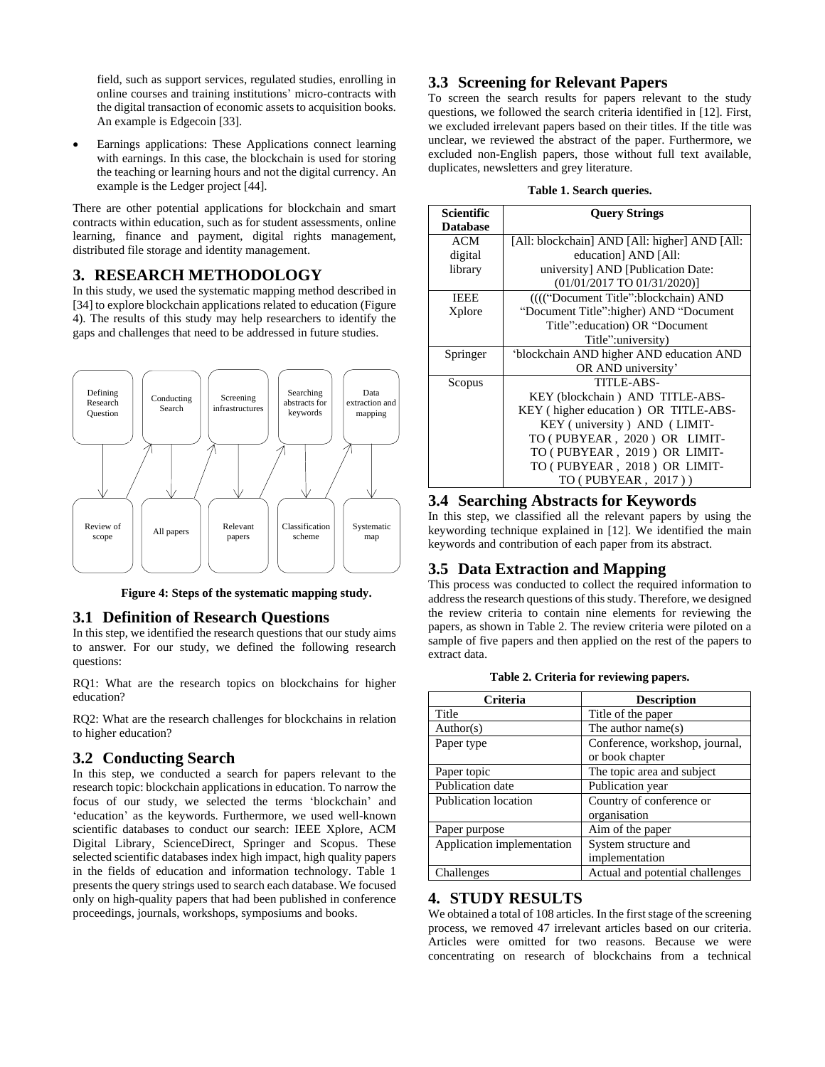field, such as support services, regulated studies, enrolling in online courses and training institutions' micro-contracts with the digital transaction of economic assets to acquisition books. An example is Edgecoin [33].

- Earnings applications: These Applications connect learning with earnings. In this case, the blockchain is used for storing the teaching or learning hours and not the digital currency. An example is the Ledger project [44].

There are other potential applications for blockchain and smart contracts within education, such as for student assessments, online learning, finance and payment, digital rights management, distributed file storage and identity management.

## 3. RESEARCH METHODOLOGY

In this study, we used the systematic mapping method described in [34] to explore blockchain applications related to education (Figure 4). The results of this study may help researchers to identify the gaps and challenges that need to be addressed in future studies.

Defining Research Question → Review of scope → Conducting Search → All papers → Screening infrastructures → Relevant papers → Searching abstracts for keywords → Classification scheme → Data extraction and mapping → Systematic map

**Figure 4: Steps of the systematic mapping study.**

### 3.1 Definition of Research Questions

In this step, we identified the research questions that our study aims to answer. For our study, we defined the following research questions:

RQ1: What are the research topics on blockchains for higher education?

RQ2: What are the research challenges for blockchains in relation to higher education?

### 3.2 Conducting Search

In this step, we conducted a search for papers relevant to the research topic: blockchain applications in education. To narrow the focus of our study, we selected the terms 'blockchain' and 'education' as the keywords. Furthermore, we used well-known scientific databases to conduct our search: IEEE Xplore, ACM Digital Library, ScienceDirect, Springer and Scopus. These selected scientific databases index high impact, high quality papers in the fields of education and information technology. Table 1 presents the query strings used to search each database. We focused only on high-quality papers that had been published in conference proceedings, journals, workshops, symposiums and books.

### 3.3 Screening for Relevant Papers

To screen the search results for papers relevant to the study questions, we followed the search criteria identified in [12]. First, we excluded irrelevant papers based on their titles. If the title was unclear, we reviewed the abstract of the paper. Furthermore, we excluded non-English papers, those without full text available, duplicates, newsletters and grey literature.

**Table 1. Search queries.**

| Scientific Database | Query Strings |
|---|---|
| ACM digital library | [All: blockchain] AND [All: higher] AND [All: education] AND [All: university] AND [Publication Date: (01/01/2017 TO 01/31/2020)] |
| IEEE Xplore | (((("Document Title":blockchain) AND "Document Title":higher) AND "Document Title":education) OR "Document Title":university) |
| Springer | 'blockchain AND higher AND education AND OR AND university' |
| Scopus | TITLE-ABS-KEY (blockchain ) AND TITLE-ABS-KEY ( higher education ) OR TITLE-ABS-KEY ( university ) AND ( LIMIT-TO ( PUBYEAR , 2020 ) OR LIMIT-TO ( PUBYEAR , 2019 ) OR LIMIT-TO ( PUBYEAR , 2018 ) OR LIMIT-TO ( PUBYEAR , 2017 ) ) |

### 3.4 Searching Abstracts for Keywords

In this step, we classified all the relevant papers by using the keywording technique explained in [12]. We identified the main keywords and contribution of each paper from its abstract.

### 3.5 Data Extraction and Mapping

This process was conducted to collect the required information to address the research questions of this study. Therefore, we designed the review criteria to contain nine elements for reviewing the papers, as shown in Table 2. The review criteria were piloted on a sample of five papers and then applied on the rest of the papers to extract data.

**Table 2. Criteria for reviewing papers.**

| Criteria | Description |
|---|---|
| Title | Title of the paper |
| Author(s) | The author name(s) |
| Paper type | Conference, workshop, journal, or book chapter |
| Paper topic | The topic area and subject |
| Publication date | Publication year |
| Publication location | Country of conference or organisation |
| Paper purpose | Aim of the paper |
| Application implementation | System structure and implementation |
| Challenges | Actual and potential challenges |

## 4. STUDY RESULTS

We obtained a total of 108 articles. In the first stage of the screening process, we removed 47 irrelevant articles based on our criteria. Articles were omitted for two reasons. Because we were concentrating on research of blockchains from a technical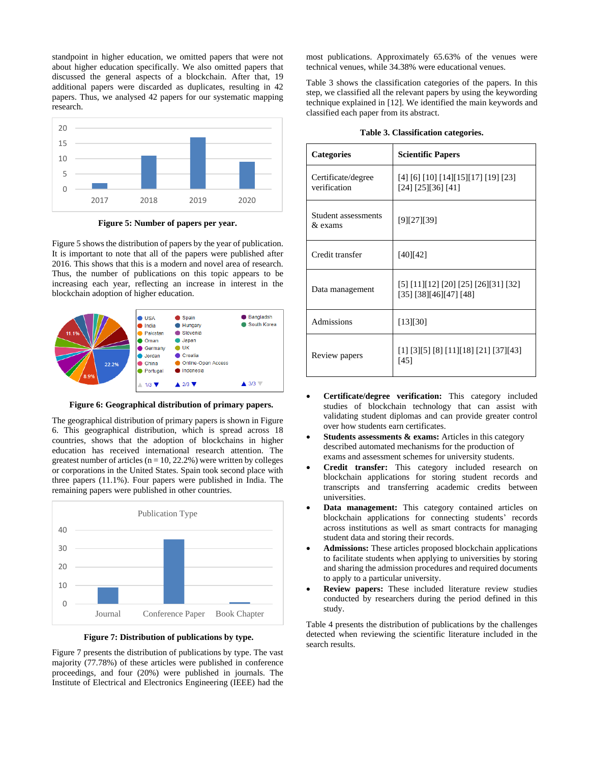standpoint in higher education, we omitted papers that were not about higher education specifically. We also omitted papers that discussed the general aspects of a blockchain. After that, 19 additional papers were discarded as duplicates, resulting in 42 papers. Thus, we analysed 42 papers for our systematic mapping research.

**Figure 5: Number of papers per year.**

Figure 5 shows the distribution of papers by the year of publication. It is important to note that all of the papers were published after 2016. This shows that this is a modern and novel area of research. Thus, the number of publications on this topic appears to be increasing each year, reflecting an increase in interest in the blockchain adoption of higher education.

**Figure 6: Geographical distribution of primary papers.**

The geographical distribution of primary papers is shown in Figure 6. This geographical distribution, which is spread across 18 countries, shows that the adoption of blockchains in higher education has received international research attention. The greatest number of articles (n = 10, 22.2%) were written by colleges or corporations in the United States. Spain took second place with three papers (11.1%). Four papers were published in India. The remaining papers were published in other countries.

**Figure 7: Distribution of publications by type.**

Figure 7 presents the distribution of publications by type. The vast majority (77.78%) of these articles were published in conference proceedings, and four (20%) were published in journals. The Institute of Electrical and Electronics Engineering (IEEE) had the most publications. Approximately 65.63% of the venues were technical venues, while 34.38% were educational venues.

Table 3 shows the classification categories of the papers. In this step, we classified all the relevant papers by using the keywording technique explained in [12]. We identified the main keywords and classified each paper from its abstract.

**Table 3. Classification categories.**

| Categories | Scientific Papers |
|---|---|
| Certificate/degree verification | [4] [6] [10] [14][15][17] [19] [23] [24] [25][36] [41] |
| Student assessments & exams | [9][27][39] |
| Credit transfer | [40][42] |
| Data management | [5] [11][12] [20] [25] [26][31] [32] [35] [38][46][47] [48] |
| Admissions | [13][30] |
| Review papers | [1] [3][5] [8] [11][18] [21] [37][43] [45] |

- **Certificate/degree verification:** This category included studies of blockchain technology that can assist with validating student diplomas and can provide greater control over how students earn certificates.
- **Students assessments & exams:** Articles in this category described automated mechanisms for the production of exams and assessment schemes for university students.
- **Credit transfer:** This category included research on blockchain applications for storing student records and transcripts and transferring academic credits between universities.
- **Data management:** This category contained articles on blockchain applications for connecting students' records across institutions as well as smart contracts for managing student data and storing their records.
- **Admissions:** These articles proposed blockchain applications to facilitate students when applying to universities by storing and sharing the admission procedures and required documents to apply to a particular university.
- **Review papers:** These included literature review studies conducted by researchers during the period defined in this study.

Table 4 presents the distribution of publications by the challenges detected when reviewing the scientific literature included in the search results.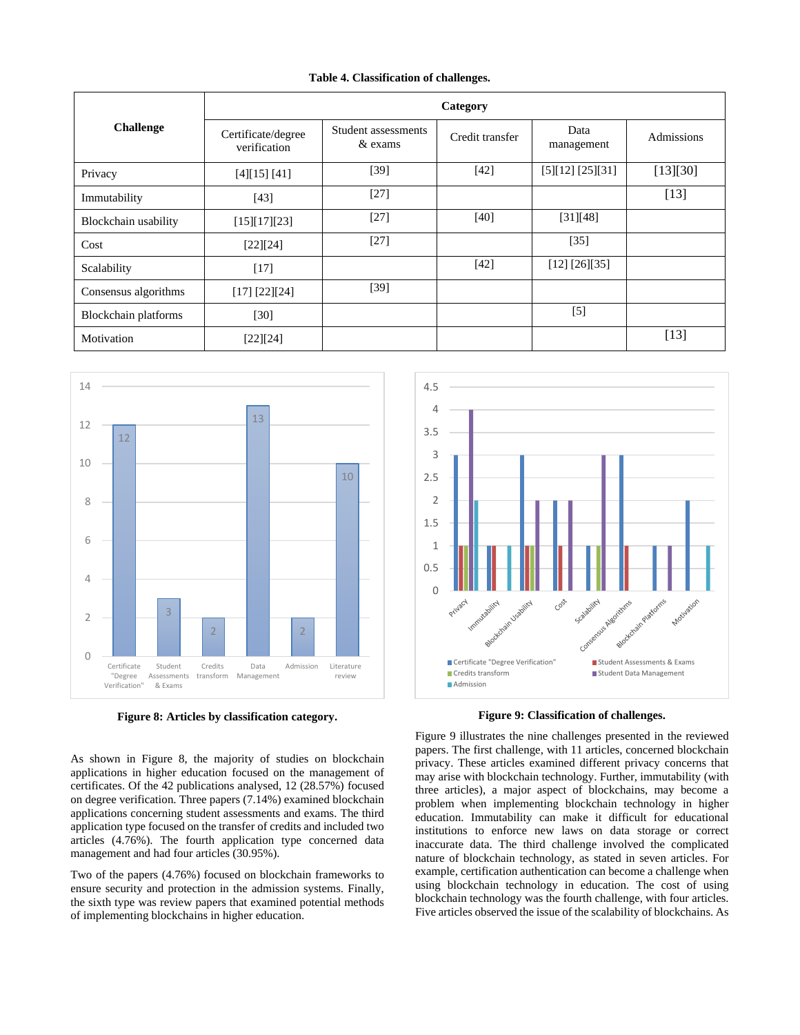**Table 4. Classification of challenges.**

| Challenge | Category | | | | |
|---|---|---|---|---|---|
| | Certificate/degree verification | Student assessments & exams | Credit transfer | Data management | Admissions |
| Privacy | [4][15] [41] | [39] | [42] | [5][12] [25][31] | [13][30] |
| Immutability | [43] | [27] | | | [13] |
| Blockchain usability | [15][17][23] | [27] | [40] | [31][48] | |
| Cost | [22][24] | [27] | | [35] | |
| Scalability | [17] | | [42] | [12] [26][35] | |
| Consensus algorithms | [17] [22][24] | [39] | | | |
| Blockchain platforms | [30] | | | [5] | |
| Motivation | [22][24] | | | | [13] |

**Figure 8: Articles by classification category.**

**Figure 9: Classification of challenges.**

As shown in Figure 8, the majority of studies on blockchain applications in higher education focused on the management of certificates. Of the 42 publications analysed, 12 (28.57%) focused on degree verification. Three papers (7.14%) examined blockchain applications concerning student assessments and exams. The third application type focused on the transfer of credits and included two articles (4.76%). The fourth application type concerned data management and had four articles (30.95%).

Two of the papers (4.76%) focused on blockchain frameworks to ensure security and protection in the admission systems. Finally, the sixth type was review papers that examined potential methods of implementing blockchains in higher education.

Figure 9 illustrates the nine challenges presented in the reviewed papers. The first challenge, with 11 articles, concerned blockchain privacy. These articles examined different privacy concerns that may arise with blockchain technology. Further, immutability (with three articles), a major aspect of blockchains, may become a problem when implementing blockchain technology in higher education. Immutability can make it difficult for educational institutions to enforce new laws on data storage or correct inaccurate data. The third challenge involved the complicated nature of blockchain technology, as stated in seven articles. For example, certification authentication can become a challenge when using blockchain technology in education. The cost of using blockchain technology was the fourth challenge, with four articles. Five articles observed the issue of the scalability of blockchains. As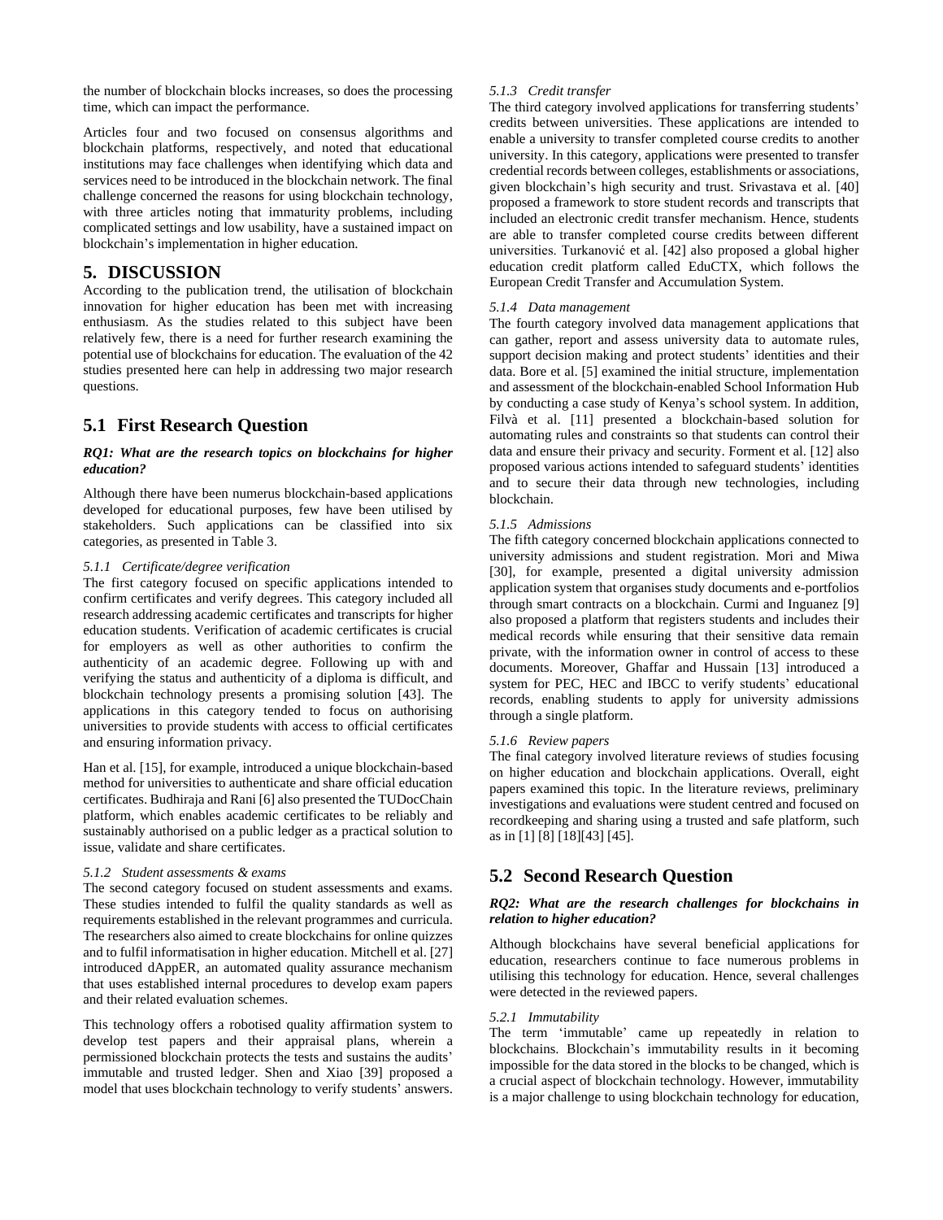the number of blockchain blocks increases, so does the processing time, which can impact the performance.

Articles four and two focused on consensus algorithms and blockchain platforms, respectively, and noted that educational institutions may face challenges when identifying which data and services need to be introduced in the blockchain network. The final challenge concerned the reasons for using blockchain technology, with three articles noting that immaturity problems, including complicated settings and low usability, have a sustained impact on blockchain's implementation in higher education.

# 5. DISCUSSION

According to the publication trend, the utilisation of blockchain innovation for higher education has been met with increasing enthusiasm. As the studies related to this subject have been relatively few, there is a need for further research examining the potential use of blockchains for education. The evaluation of the 42 studies presented here can help in addressing two major research questions.

## 5.1 First Research Question

***RQ1: What are the research topics on blockchains for higher education?***

Although there have been numerus blockchain-based applications developed for educational purposes, few have been utilised by stakeholders. Such applications can be classified into six categories, as presented in Table 3.

### *5.1.1 Certificate/degree verification*

The first category focused on specific applications intended to confirm certificates and verify degrees. This category included all research addressing academic certificates and transcripts for higher education students. Verification of academic certificates is crucial for employers as well as other authorities to confirm the authenticity of an academic degree. Following up with and verifying the status and authenticity of a diploma is difficult, and blockchain technology presents a promising solution [43]. The applications in this category tended to focus on authorising universities to provide students with access to official certificates and ensuring information privacy.

Han et al. [15], for example, introduced a unique blockchain-based method for universities to authenticate and share official education certificates. Budhiraja and Rani [6] also presented the TUDocChain platform, which enables academic certificates to be reliably and sustainably authorised on a public ledger as a practical solution to issue, validate and share certificates.

### *5.1.2 Student assessments & exams*

The second category focused on student assessments and exams. These studies intended to fulfil the quality standards as well as requirements established in the relevant programmes and curricula. The researchers also aimed to create blockchains for online quizzes and to fulfil informatisation in higher education. Mitchell et al. [27] introduced dAppER, an automated quality assurance mechanism that uses established internal procedures to develop exam papers and their related evaluation schemes.

This technology offers a robotised quality affirmation system to develop test papers and their appraisal plans, wherein a permissioned blockchain protects the tests and sustains the audits' immutable and trusted ledger. Shen and Xiao [39] proposed a model that uses blockchain technology to verify students' answers.

### *5.1.3 Credit transfer*

The third category involved applications for transferring students' credits between universities. These applications are intended to enable a university to transfer completed course credits to another university. In this category, applications were presented to transfer credential records between colleges, establishments or associations, given blockchain's high security and trust. Srivastava et al. [40] proposed a framework to store student records and transcripts that included an electronic credit transfer mechanism. Hence, students are able to transfer completed course credits between different universities. Turkanović et al. [42] also proposed a global higher education credit platform called EduCTX, which follows the European Credit Transfer and Accumulation System.

### *5.1.4 Data management*

The fourth category involved data management applications that can gather, report and assess university data to automate rules, support decision making and protect students' identities and their data. Bore et al. [5] examined the initial structure, implementation and assessment of the blockchain-enabled School Information Hub by conducting a case study of Kenya's school system. In addition, Filvà et al. [11] presented a blockchain-based solution for automating rules and constraints so that students can control their data and ensure their privacy and security. Forment et al. [12] also proposed various actions intended to safeguard students' identities and to secure their data through new technologies, including blockchain.

### *5.1.5 Admissions*

The fifth category concerned blockchain applications connected to university admissions and student registration. Mori and Miwa [30], for example, presented a digital university admission application system that organises study documents and e-portfolios through smart contracts on a blockchain. Curmi and Inguanez [9] also proposed a platform that registers students and includes their medical records while ensuring that their sensitive data remain private, with the information owner in control of access to these documents. Moreover, Ghaffar and Hussain [13] introduced a system for PEC, HEC and IBCC to verify students' educational records, enabling students to apply for university admissions through a single platform.

### *5.1.6 Review papers*

The final category involved literature reviews of studies focusing on higher education and blockchain applications. Overall, eight papers examined this topic. In the literature reviews, preliminary investigations and evaluations were student centred and focused on recordkeeping and sharing using a trusted and safe platform, such as in [1] [8] [18][43] [45].

## 5.2 Second Research Question

***RQ2: What are the research challenges for blockchains in relation to higher education?***

Although blockchains have several beneficial applications for education, researchers continue to face numerous problems in utilising this technology for education. Hence, several challenges were detected in the reviewed papers.

### *5.2.1 Immutability*

The term 'immutable' came up repeatedly in relation to blockchains. Blockchain's immutability results in it becoming impossible for the data stored in the blocks to be changed, which is a crucial aspect of blockchain technology. However, immutability is a major challenge to using blockchain technology for education,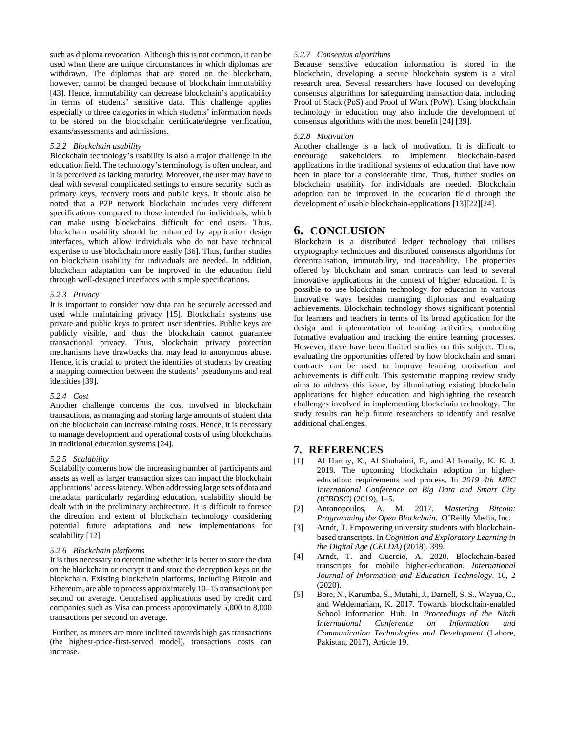such as diploma revocation. Although this is not common, it can be used when there are unique circumstances in which diplomas are withdrawn. The diplomas that are stored on the blockchain, however, cannot be changed because of blockchain immutability [43]. Hence, immutability can decrease blockchain's applicability in terms of students' sensitive data. This challenge applies especially to three categories in which students' information needs to be stored on the blockchain: certificate/degree verification, exams/assessments and admissions.

#### *5.2.2 Blockchain usability*

Blockchain technology's usability is also a major challenge in the education field. The technology's terminology is often unclear, and it is perceived as lacking maturity. Moreover, the user may have to deal with several complicated settings to ensure security, such as primary keys, recovery roots and public keys. It should also be noted that a P2P network blockchain includes very different specifications compared to those intended for individuals, which can make using blockchains difficult for end users. Thus, blockchain usability should be enhanced by application design interfaces, which allow individuals who do not have technical expertise to use blockchain more easily [36]. Thus, further studies on blockchain usability for individuals are needed. In addition, blockchain adaptation can be improved in the education field through well-designed interfaces with simple specifications.

#### *5.2.3 Privacy*

It is important to consider how data can be securely accessed and used while maintaining privacy [15]. Blockchain systems use private and public keys to protect user identities. Public keys are publicly visible, and thus the blockchain cannot guarantee transactional privacy. Thus, blockchain privacy protection mechanisms have drawbacks that may lead to anonymous abuse. Hence, it is crucial to protect the identities of students by creating a mapping connection between the students' pseudonyms and real identities [39].

#### *5.2.4 Cost*

Another challenge concerns the cost involved in blockchain transactions, as managing and storing large amounts of student data on the blockchain can increase mining costs. Hence, it is necessary to manage development and operational costs of using blockchains in traditional education systems [24].

#### *5.2.5 Scalability*

Scalability concerns how the increasing number of participants and assets as well as larger transaction sizes can impact the blockchain applications' access latency. When addressing large sets of data and metadata, particularly regarding education, scalability should be dealt with in the preliminary architecture. It is difficult to foresee the direction and extent of blockchain technology considering potential future adaptations and new implementations for scalability [12].

#### *5.2.6 Blockchain platforms*

It is thus necessary to determine whether it is better to store the data on the blockchain or encrypt it and store the decryption keys on the blockchain. Existing blockchain platforms, including Bitcoin and Ethereum, are able to process approximately 10–15 transactions per second on average. Centralised applications used by credit card companies such as Visa can process approximately 5,000 to 8,000 transactions per second on average.

Further, as miners are more inclined towards high gas transactions (the highest-price-first-served model), transactions costs can increase.

#### *5.2.7 Consensus algorithms*

Because sensitive education information is stored in the blockchain, developing a secure blockchain system is a vital research area. Several researchers have focused on developing consensus algorithms for safeguarding transaction data, including Proof of Stack (PoS) and Proof of Work (PoW). Using blockchain technology in education may also include the development of consensus algorithms with the most benefit [24] [39].

#### *5.2.8 Motivation*

Another challenge is a lack of motivation. It is difficult to encourage stakeholders to implement blockchain-based applications in the traditional systems of education that have now been in place for a considerable time. Thus, further studies on blockchain usability for individuals are needed. Blockchain adoption can be improved in the education field through the development of usable blockchain-applications [13][22][24].

## 6. CONCLUSION

Blockchain is a distributed ledger technology that utilises cryptography techniques and distributed consensus algorithms for decentralisation, immutability, and traceability. The properties offered by blockchain and smart contracts can lead to several innovative applications in the context of higher education. It is possible to use blockchain technology for education in various innovative ways besides managing diplomas and evaluating achievements. Blockchain technology shows significant potential for learners and teachers in terms of its broad application for the design and implementation of learning activities, conducting formative evaluation and tracking the entire learning processes. However, there have been limited studies on this subject. Thus, evaluating the opportunities offered by how blockchain and smart contracts can be used to improve learning motivation and achievements is difficult. This systematic mapping review study aims to address this issue, by illuminating existing blockchain applications for higher education and highlighting the research challenges involved in implementing blockchain technology. The study results can help future researchers to identify and resolve additional challenges.

## 7. REFERENCES

[1] Al Harthy, K., Al Shuhaimi, F., and Al Ismaily, K. K. J. 2019. The upcoming blockchain adoption in higher-education: requirements and process. In *2019 4th MEC International Conference on Big Data and Smart City (ICBDSC)* (2019), 1–5.

[2] Antonopoulos, A. M. 2017. *Mastering Bitcoin: Programming the Open Blockchain*. O'Reilly Media, Inc.

[3] Arndt, T. Empowering university students with blockchain-based transcripts. In *Cognition and Exploratory Learning in the Digital Age (CELDA)* (2018). 399.

[4] Arndt, T. and Guercio, A. 2020. Blockchain-based transcripts for mobile higher-education. *International Journal of Information and Education Technology*. 10, 2 (2020).

[5] Bore, N., Karumba, S., Mutahi, J., Darnell, S. S., Wayua, C., and Weldemariam, K. 2017. Towards blockchain-enabled School Information Hub. In *Proceedings of the Ninth International Conference on Information and Communication Technologies and Development* (Lahore, Pakistan, 2017), Article 19.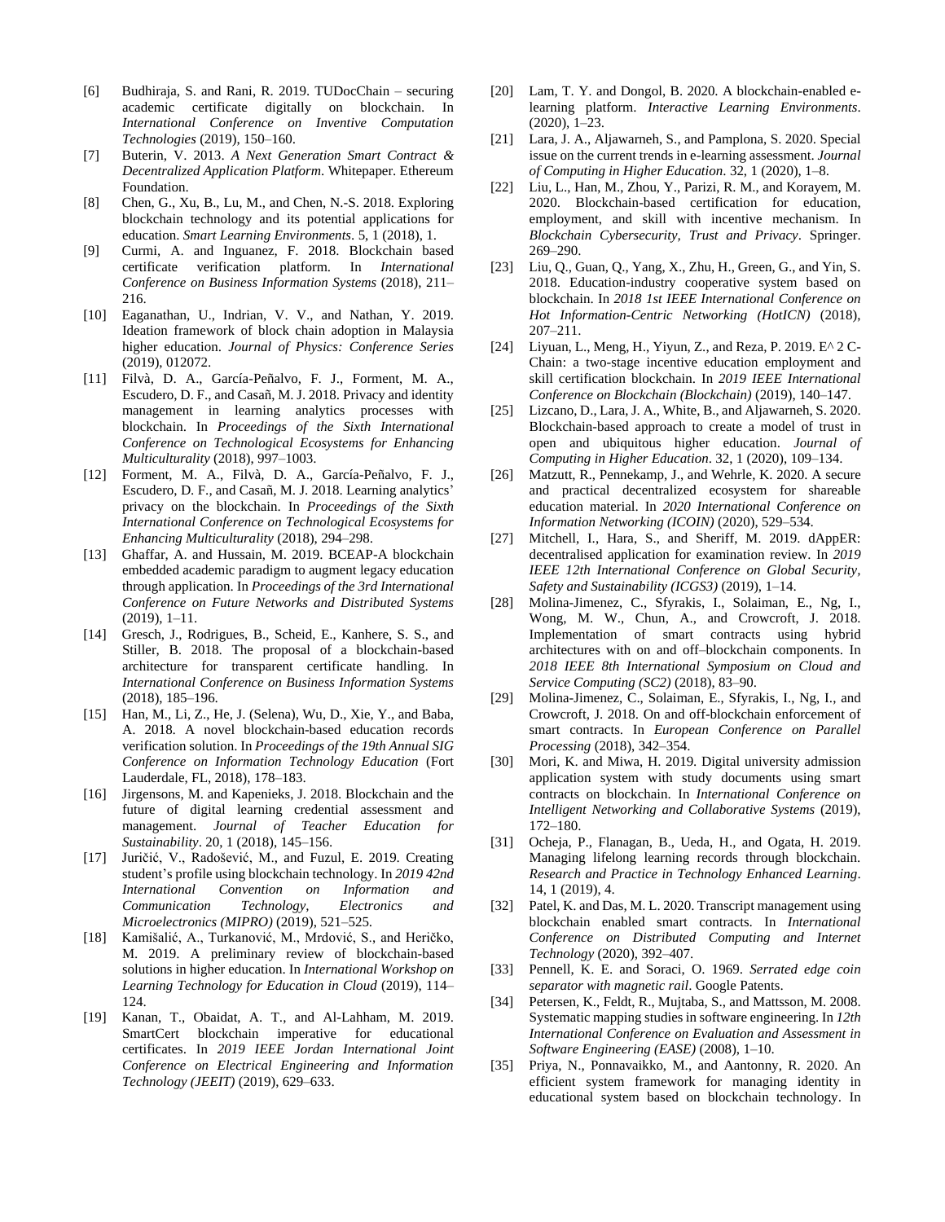[6] Budhiraja, S. and Rani, R. 2019. TUDocChain – securing academic certificate digitally on blockchain. In *International Conference on Inventive Computation Technologies* (2019), 150–160.

[7] Buterin, V. 2013. *A Next Generation Smart Contract & Decentralized Application Platform*. Whitepaper. Ethereum Foundation.

[8] Chen, G., Xu, B., Lu, M., and Chen, N.-S. 2018. Exploring blockchain technology and its potential applications for education. *Smart Learning Environments*. 5, 1 (2018), 1.

[9] Curmi, A. and Inguanez, F. 2018. Blockchain based certificate verification platform. In *International Conference on Business Information Systems* (2018), 211–216.

[10] Eaganathan, U., Indrian, V. V., and Nathan, Y. 2019. Ideation framework of block chain adoption in Malaysia higher education. *Journal of Physics: Conference Series* (2019), 012072.

[11] Filvà, D. A., García-Peñalvo, F. J., Forment, M. A., Escudero, D. F., and Casañ, M. J. 2018. Privacy and identity management in learning analytics processes with blockchain. In *Proceedings of the Sixth International Conference on Technological Ecosystems for Enhancing Multiculturality* (2018), 997–1003.

[12] Forment, M. A., Filvà, D. A., García-Peñalvo, F. J., Escudero, D. F., and Casañ, M. J. 2018. Learning analytics' privacy on the blockchain. In *Proceedings of the Sixth International Conference on Technological Ecosystems for Enhancing Multiculturality* (2018), 294–298.

[13] Ghaffar, A. and Hussain, M. 2019. BCEAP-A blockchain embedded academic paradigm to augment legacy education through application. In *Proceedings of the 3rd International Conference on Future Networks and Distributed Systems* (2019), 1–11.

[14] Gresch, J., Rodrigues, B., Scheid, E., Kanhere, S. S., and Stiller, B. 2018. The proposal of a blockchain-based architecture for transparent certificate handling. In *International Conference on Business Information Systems* (2018), 185–196.

[15] Han, M., Li, Z., He, J. (Selena), Wu, D., Xie, Y., and Baba, A. 2018. A novel blockchain-based education records verification solution. In *Proceedings of the 19th Annual SIG Conference on Information Technology Education* (Fort Lauderdale, FL, 2018), 178–183.

[16] Jirgensons, M. and Kapenieks, J. 2018. Blockchain and the future of digital learning credential assessment and management. *Journal of Teacher Education for Sustainability*. 20, 1 (2018), 145–156.

[17] Juričić, V., Radošević, M., and Fuzul, E. 2019. Creating student's profile using blockchain technology. In *2019 42nd International Convention on Information and Communication Technology, Electronics and Microelectronics (MIPRO)* (2019), 521–525.

[18] Kamišalić, A., Turkanović, M., Mrdović, S., and Heričko, M. 2019. A preliminary review of blockchain-based solutions in higher education. In *International Workshop on Learning Technology for Education in Cloud* (2019), 114–124.

[19] Kanan, T., Obaidat, A. T., and Al-Lahham, M. 2019. SmartCert blockchain imperative for educational certificates. In *2019 IEEE Jordan International Joint Conference on Electrical Engineering and Information Technology (JEEIT)* (2019), 629–633.

[20] Lam, T. Y. and Dongol, B. 2020. A blockchain-enabled e-learning platform. *Interactive Learning Environments*. (2020), 1–23.

[21] Lara, J. A., Aljawarneh, S., and Pamplona, S. 2020. Special issue on the current trends in e-learning assessment. *Journal of Computing in Higher Education*. 32, 1 (2020), 1–8.

[22] Liu, L., Han, M., Zhou, Y., Parizi, R. M., and Korayem, M. 2020. Blockchain-based certification for education, employment, and skill with incentive mechanism. In *Blockchain Cybersecurity, Trust and Privacy*. Springer. 269–290.

[23] Liu, Q., Guan, Q., Yang, X., Zhu, H., Green, G., and Yin, S. 2018. Education-industry cooperative system based on blockchain. In *2018 1st IEEE International Conference on Hot Information-Centric Networking (HotICN)* (2018), 207–211.

[24] Liyuan, L., Meng, H., Yiyun, Z., and Reza, P. 2019. E^ 2 C-Chain: a two-stage incentive education employment and skill certification blockchain. In *2019 IEEE International Conference on Blockchain (Blockchain)* (2019), 140–147.

[25] Lizcano, D., Lara, J. A., White, B., and Aljawarneh, S. 2020. Blockchain-based approach to create a model of trust in open and ubiquitous higher education. *Journal of Computing in Higher Education*. 32, 1 (2020), 109–134.

[26] Matzutt, R., Pennekamp, J., and Wehrle, K. 2020. A secure and practical decentralized ecosystem for shareable education material. In *2020 International Conference on Information Networking (ICOIN)* (2020), 529–534.

[27] Mitchell, I., Hara, S., and Sheriff, M. 2019. dAppER: decentralised application for examination review. In *2019 IEEE 12th International Conference on Global Security, Safety and Sustainability (ICGS3)* (2019), 1–14.

[28] Molina-Jimenez, C., Sfyrakis, I., Solaiman, E., Ng, I., Wong, M. W., Chun, A., and Crowcroft, J. 2018. Implementation of smart contracts using hybrid architectures with on and off–blockchain components. In *2018 IEEE 8th International Symposium on Cloud and Service Computing (SC2)* (2018), 83–90.

[29] Molina-Jimenez, C., Solaiman, E., Sfyrakis, I., Ng, I., and Crowcroft, J. 2018. On and off-blockchain enforcement of smart contracts. In *European Conference on Parallel Processing* (2018), 342–354.

[30] Mori, K. and Miwa, H. 2019. Digital university admission application system with study documents using smart contracts on blockchain. In *International Conference on Intelligent Networking and Collaborative Systems* (2019), 172–180.

[31] Ocheja, P., Flanagan, B., Ueda, H., and Ogata, H. 2019. Managing lifelong learning records through blockchain. *Research and Practice in Technology Enhanced Learning*. 14, 1 (2019), 4.

[32] Patel, K. and Das, M. L. 2020. Transcript management using blockchain enabled smart contracts. In *International Conference on Distributed Computing and Internet Technology* (2020), 392–407.

[33] Pennell, K. E. and Soraci, O. 1969. *Serrated edge coin separator with magnetic rail*. Google Patents.

[34] Petersen, K., Feldt, R., Mujtaba, S., and Mattsson, M. 2008. Systematic mapping studies in software engineering. In *12th International Conference on Evaluation and Assessment in Software Engineering (EASE)* (2008), 1–10.

[35] Priya, N., Ponnavaikko, M., and Aantonny, R. 2020. An efficient system framework for managing identity in educational system based on blockchain technology. In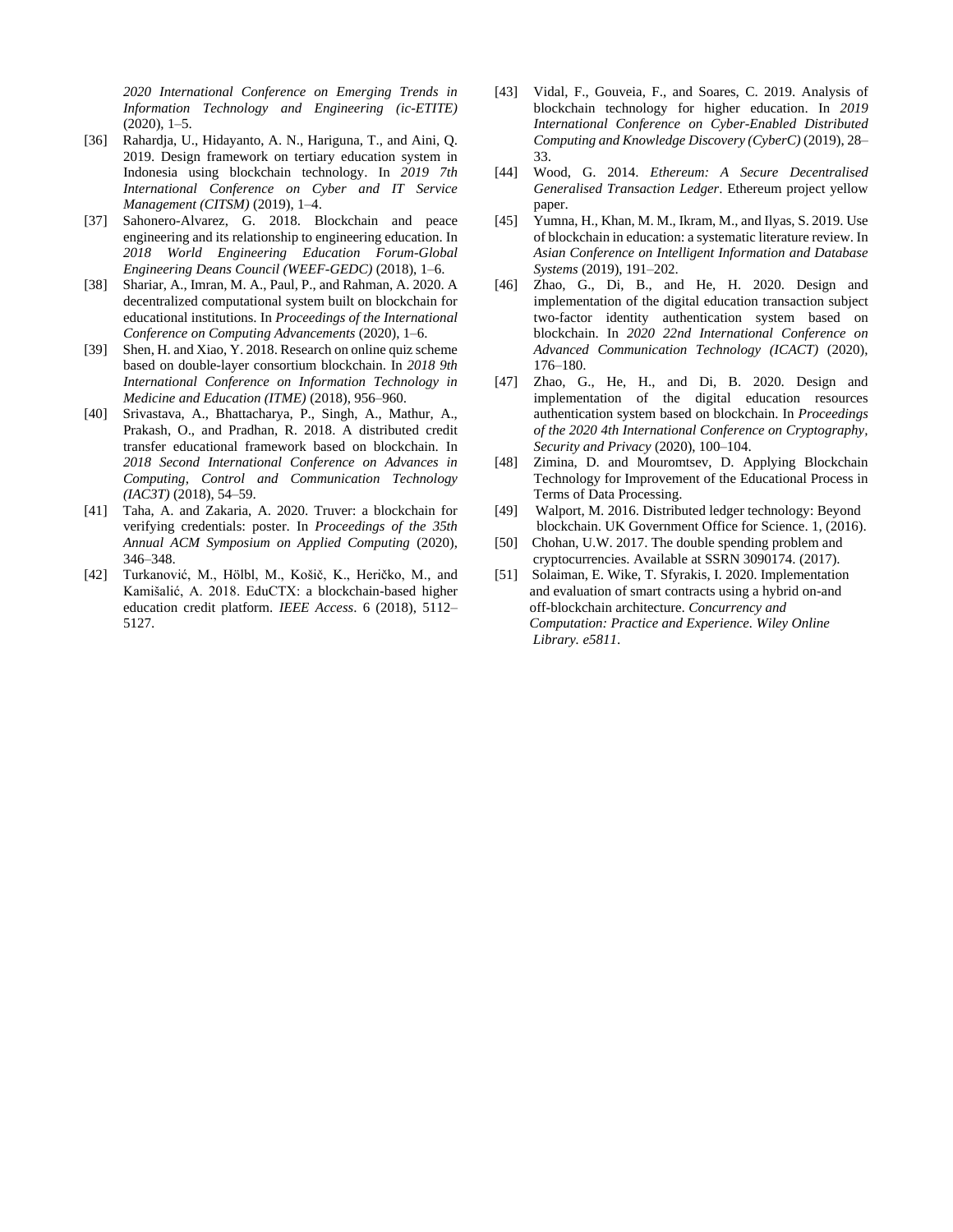*2020 International Conference on Emerging Trends in Information Technology and Engineering (ic-ETITE)* (2020), 1–5.

[36] Rahardja, U., Hidayanto, A. N., Hariguna, T., and Aini, Q. 2019. Design framework on tertiary education system in Indonesia using blockchain technology. In *2019 7th International Conference on Cyber and IT Service Management (CITSM)* (2019), 1–4.

[37] Sahonero-Alvarez, G. 2018. Blockchain and peace engineering and its relationship to engineering education. In *2018 World Engineering Education Forum-Global Engineering Deans Council (WEEF-GEDC)* (2018), 1–6.

[38] Shariar, A., Imran, M. A., Paul, P., and Rahman, A. 2020. A decentralized computational system built on blockchain for educational institutions. In *Proceedings of the International Conference on Computing Advancements* (2020), 1–6.

[39] Shen, H. and Xiao, Y. 2018. Research on online quiz scheme based on double-layer consortium blockchain. In *2018 9th International Conference on Information Technology in Medicine and Education (ITME)* (2018), 956–960.

[40] Srivastava, A., Bhattacharya, P., Singh, A., Mathur, A., Prakash, O., and Pradhan, R. 2018. A distributed credit transfer educational framework based on blockchain. In *2018 Second International Conference on Advances in Computing, Control and Communication Technology (IAC3T)* (2018), 54–59.

[41] Taha, A. and Zakaria, A. 2020. Truver: a blockchain for verifying credentials: poster. In *Proceedings of the 35th Annual ACM Symposium on Applied Computing* (2020), 346–348.

[42] Turkanović, M., Hölbl, M., Košič, K., Heričko, M., and Kamišalić, A. 2018. EduCTX: a blockchain-based higher education credit platform. *IEEE Access*. 6 (2018), 5112–5127.

[43] Vidal, F., Gouveia, F., and Soares, C. 2019. Analysis of blockchain technology for higher education. In *2019 International Conference on Cyber-Enabled Distributed Computing and Knowledge Discovery (CyberC)* (2019), 28–33.

[44] Wood, G. 2014. *Ethereum: A Secure Decentralised Generalised Transaction Ledger*. Ethereum project yellow paper.

[45] Yumna, H., Khan, M. M., Ikram, M., and Ilyas, S. 2019. Use of blockchain in education: a systematic literature review. In *Asian Conference on Intelligent Information and Database Systems* (2019), 191–202.

[46] Zhao, G., Di, B., and He, H. 2020. Design and implementation of the digital education transaction subject two-factor identity authentication system based on blockchain. In *2020 22nd International Conference on Advanced Communication Technology (ICACT)* (2020), 176–180.

[47] Zhao, G., He, H., and Di, B. 2020. Design and implementation of the digital education resources authentication system based on blockchain. In *Proceedings of the 2020 4th International Conference on Cryptography, Security and Privacy* (2020), 100–104.

[48] Zimina, D. and Mouromtsev, D. Applying Blockchain Technology for Improvement of the Educational Process in Terms of Data Processing.

[49] Walport, M. 2016. Distributed ledger technology: Beyond blockchain. UK Government Office for Science. 1, (2016).

[50] Chohan, U.W. 2017. The double spending problem and cryptocurrencies. Available at SSRN 3090174. (2017).

[51] Solaiman, E. Wike, T. Sfyrakis, I. 2020. Implementation and evaluation of smart contracts using a hybrid on-and off-blockchain architecture. *Concurrency and Computation: Practice and Experience. Wiley Online Library. e5811*.